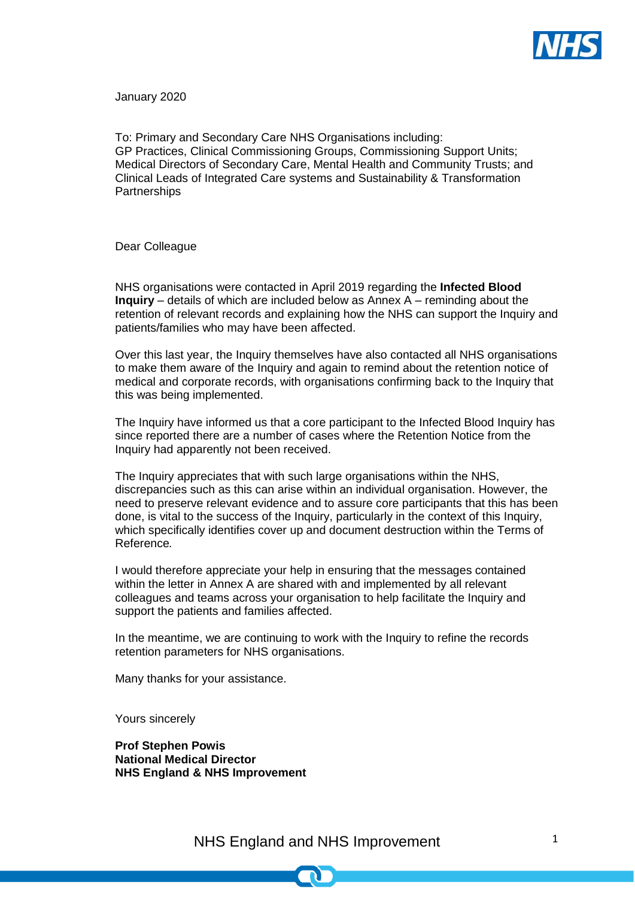January 2020

To: Primary and Secondary Care NHS Organisations including:
GP Practices, Clinical Commissioning Groups, Commissioning Support Units; Medical Directors of Secondary Care, Mental Health and Community Trusts; and Clinical Leads of Integrated Care systems and Sustainability & Transformation Partnerships

Dear Colleague

NHS organisations were contacted in April 2019 regarding the **Infected Blood Inquiry** – details of which are included below as Annex A – reminding about the retention of relevant records and explaining how the NHS can support the Inquiry and patients/families who may have been affected.

Over this last year, the Inquiry themselves have also contacted all NHS organisations to make them aware of the Inquiry and again to remind about the retention notice of medical and corporate records, with organisations confirming back to the Inquiry that this was being implemented.

The Inquiry have informed us that a core participant to the Infected Blood Inquiry has since reported there are a number of cases where the Retention Notice from the Inquiry had apparently not been received.

The Inquiry appreciates that with such large organisations within the NHS, discrepancies such as this can arise within an individual organisation. However, the need to preserve relevant evidence and to assure core participants that this has been done, is vital to the success of the Inquiry, particularly in the context of this Inquiry, which specifically identifies cover up and document destruction within the Terms of Reference*.*

I would therefore appreciate your help in ensuring that the messages contained within the letter in Annex A are shared with and implemented by all relevant colleagues and teams across your organisation to help facilitate the Inquiry and support the patients and families affected.

In the meantime, we are continuing to work with the Inquiry to refine the records retention parameters for NHS organisations.

Many thanks for your assistance.

Yours sincerely

**Prof Stephen Powis**
**National Medical Director**
**NHS England & NHS Improvement**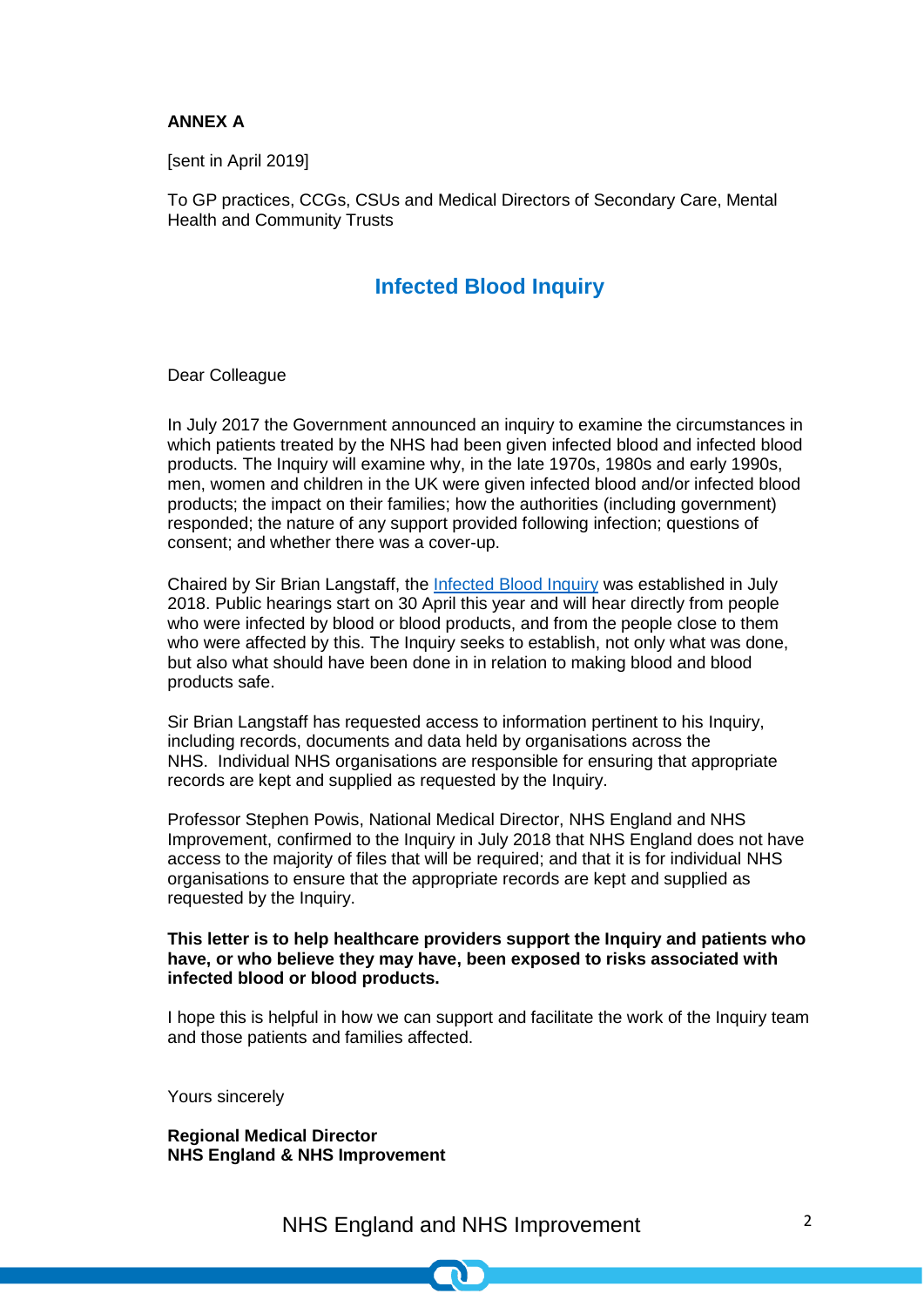**ANNEX A**

[sent in April 2019]

To GP practices, CCGs, CSUs and Medical Directors of Secondary Care, Mental Health and Community Trusts

## Infected Blood Inquiry

Dear Colleague

In July 2017 the Government announced an inquiry to examine the circumstances in which patients treated by the NHS had been given infected blood and infected blood products. The Inquiry will examine why, in the late 1970s, 1980s and early 1990s, men, women and children in the UK were given infected blood and/or infected blood products; the impact on their families; how the authorities (including government) responded; the nature of any support provided following infection; questions of consent; and whether there was a cover-up.

Chaired by Sir Brian Langstaff, the Infected Blood Inquiry was established in July 2018. Public hearings start on 30 April this year and will hear directly from people who were infected by blood or blood products, and from the people close to them who were affected by this. The Inquiry seeks to establish, not only what was done, but also what should have been done in in relation to making blood and blood products safe.

Sir Brian Langstaff has requested access to information pertinent to his Inquiry, including records, documents and data held by organisations across the NHS. Individual NHS organisations are responsible for ensuring that appropriate records are kept and supplied as requested by the Inquiry.

Professor Stephen Powis, National Medical Director, NHS England and NHS Improvement, confirmed to the Inquiry in July 2018 that NHS England does not have access to the majority of files that will be required; and that it is for individual NHS organisations to ensure that the appropriate records are kept and supplied as requested by the Inquiry.

**This letter is to help healthcare providers support the Inquiry and patients who have, or who believe they may have, been exposed to risks associated with infected blood or blood products.**

I hope this is helpful in how we can support and facilitate the work of the Inquiry team and those patients and families affected.

Yours sincerely

**Regional Medical Director**
**NHS England & NHS Improvement**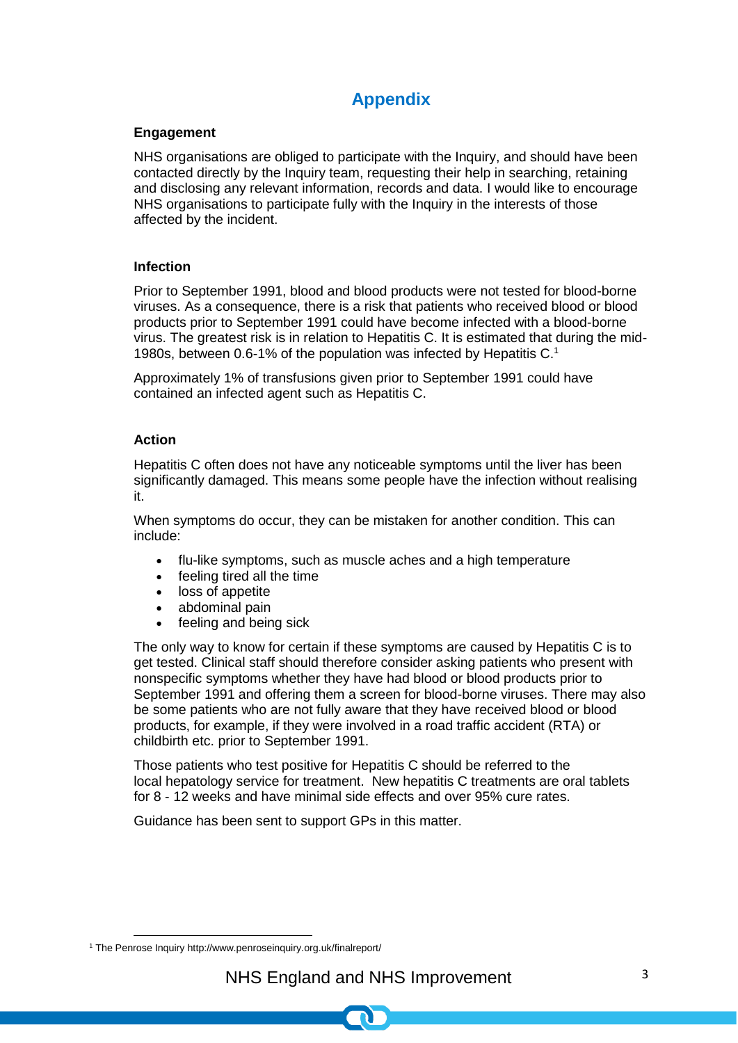# Appendix

### Engagement

NHS organisations are obliged to participate with the Inquiry, and should have been contacted directly by the Inquiry team, requesting their help in searching, retaining and disclosing any relevant information, records and data. I would like to encourage NHS organisations to participate fully with the Inquiry in the interests of those affected by the incident.

### Infection

Prior to September 1991, blood and blood products were not tested for blood-borne viruses. As a consequence, there is a risk that patients who received blood or blood products prior to September 1991 could have become infected with a blood-borne virus. The greatest risk is in relation to Hepatitis C. It is estimated that during the mid-1980s, between 0.6-1% of the population was infected by Hepatitis C.[1]

Approximately 1% of transfusions given prior to September 1991 could have contained an infected agent such as Hepatitis C.

### Action

Hepatitis C often does not have any noticeable symptoms until the liver has been significantly damaged. This means some people have the infection without realising it.

When symptoms do occur, they can be mistaken for another condition. This can include:

- flu-like symptoms, such as muscle aches and a high temperature
- feeling tired all the time
- loss of appetite
- abdominal pain
- feeling and being sick

The only way to know for certain if these symptoms are caused by Hepatitis C is to get tested. Clinical staff should therefore consider asking patients who present with nonspecific symptoms whether they have had blood or blood products prior to September 1991 and offering them a screen for blood-borne viruses. There may also be some patients who are not fully aware that they have received blood or blood products, for example, if they were involved in a road traffic accident (RTA) or childbirth etc. prior to September 1991.

Those patients who test positive for Hepatitis C should be referred to the local hepatology service for treatment. New hepatitis C treatments are oral tablets for 8 - 12 weeks and have minimal side effects and over 95% cure rates.

Guidance has been sent to support GPs in this matter.

[1] The Penrose Inquiry http://www.penroseinquiry.org.uk/finalreport/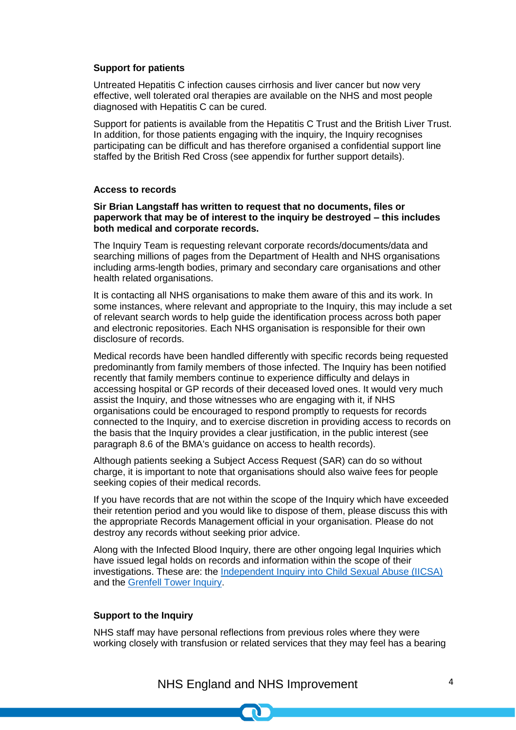**Support for patients**

Untreated Hepatitis C infection causes cirrhosis and liver cancer but now very effective, well tolerated oral therapies are available on the NHS and most people diagnosed with Hepatitis C can be cured.

Support for patients is available from the Hepatitis C Trust and the British Liver Trust. In addition, for those patients engaging with the inquiry, the Inquiry recognises participating can be difficult and has therefore organised a confidential support line staffed by the British Red Cross (see appendix for further support details).

**Access to records**

**Sir Brian Langstaff has written to request that no documents, files or paperwork that may be of interest to the inquiry be destroyed – this includes both medical and corporate records.**

The Inquiry Team is requesting relevant corporate records/documents/data and searching millions of pages from the Department of Health and NHS organisations including arms-length bodies, primary and secondary care organisations and other health related organisations.

It is contacting all NHS organisations to make them aware of this and its work. In some instances, where relevant and appropriate to the Inquiry, this may include a set of relevant search words to help guide the identification process across both paper and electronic repositories. Each NHS organisation is responsible for their own disclosure of records.

Medical records have been handled differently with specific records being requested predominantly from family members of those infected. The Inquiry has been notified recently that family members continue to experience difficulty and delays in accessing hospital or GP records of their deceased loved ones. It would very much assist the Inquiry, and those witnesses who are engaging with it, if NHS organisations could be encouraged to respond promptly to requests for records connected to the Inquiry, and to exercise discretion in providing access to records on the basis that the Inquiry provides a clear justification, in the public interest (see paragraph 8.6 of the BMA's guidance on access to health records).

Although patients seeking a Subject Access Request (SAR) can do so without charge, it is important to note that organisations should also waive fees for people seeking copies of their medical records.

If you have records that are not within the scope of the Inquiry which have exceeded their retention period and you would like to dispose of them, please discuss this with the appropriate Records Management official in your organisation. Please do not destroy any records without seeking prior advice.

Along with the Infected Blood Inquiry, there are other ongoing legal Inquiries which have issued legal holds on records and information within the scope of their investigations. These are: the Independent Inquiry into Child Sexual Abuse (IICSA) and the Grenfell Tower Inquiry.

**Support to the Inquiry**

NHS staff may have personal reflections from previous roles where they were working closely with transfusion or related services that they may feel has a bearing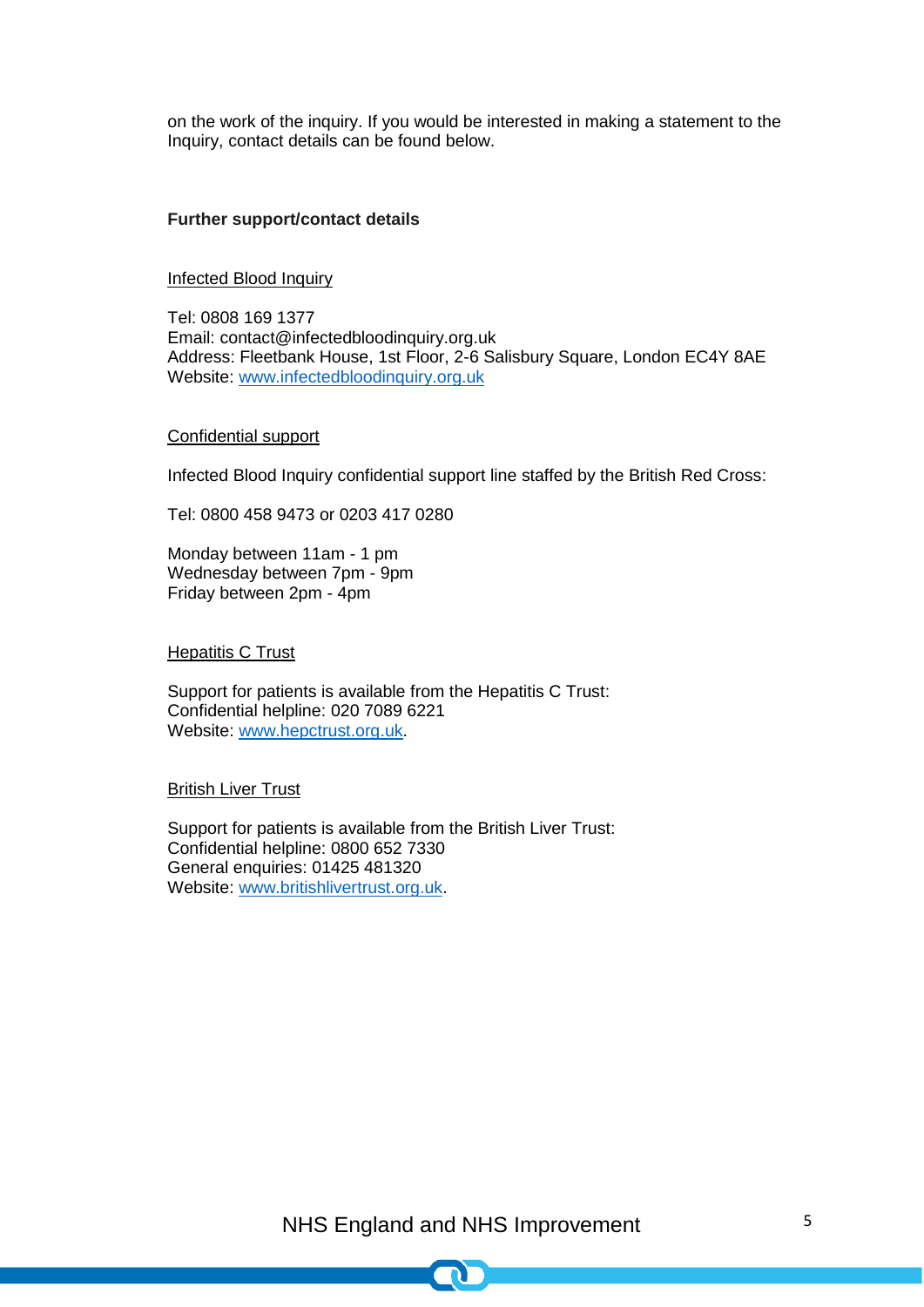on the work of the inquiry. If you would be interested in making a statement to the Inquiry, contact details can be found below.

**Further support/contact details**

Infected Blood Inquiry

Tel: 0808 169 1377
Email: contact@infectedbloodinquiry.org.uk
Address: Fleetbank House, 1st Floor, 2-6 Salisbury Square, London EC4Y 8AE
Website: [www.infectedbloodinquiry.org.uk](http://www.infectedbloodinquiry.org.uk)

Confidential support

Infected Blood Inquiry confidential support line staffed by the British Red Cross:

Tel: 0800 458 9473 or 0203 417 0280

Monday between 11am - 1 pm
Wednesday between 7pm - 9pm
Friday between 2pm - 4pm

Hepatitis C Trust

Support for patients is available from the Hepatitis C Trust:
Confidential helpline: 020 7089 6221
Website: [www.hepctrust.org.uk](http://www.hepctrust.org.uk).

British Liver Trust

Support for patients is available from the British Liver Trust:
Confidential helpline: 0800 652 7330
General enquiries: 01425 481320
Website: [www.britishlivertrust.org.uk](http://www.britishlivertrust.org.uk).